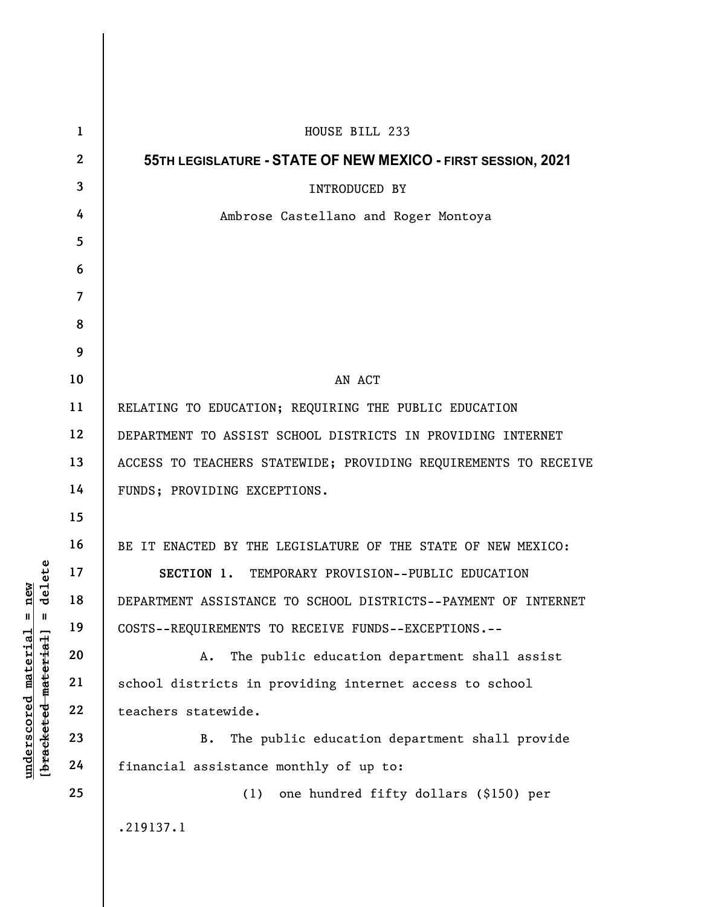HOUSE BILL 233

**55TH LEGISLATURE - STATE OF NEW MEXICO - FIRST SESSION, 2021**

INTRODUCED BY

Ambrose Castellano and Roger Montoya

AN ACT

RELATING TO EDUCATION; REQUIRING THE PUBLIC EDUCATION DEPARTMENT TO ASSIST SCHOOL DISTRICTS IN PROVIDING INTERNET ACCESS TO TEACHERS STATEWIDE; PROVIDING REQUIREMENTS TO RECEIVE FUNDS; PROVIDING EXCEPTIONS.

BE IT ENACTED BY THE LEGISLATURE OF THE STATE OF NEW MEXICO:

**SECTION 1.** TEMPORARY PROVISION--PUBLIC EDUCATION DEPARTMENT ASSISTANCE TO SCHOOL DISTRICTS--PAYMENT OF INTERNET COSTS--REQUIREMENTS TO RECEIVE FUNDS--EXCEPTIONS.--

A. The public education department shall assist school districts in providing internet access to school teachers statewide.

B. The public education department shall provide financial assistance monthly of up to:

(1) one hundred fifty dollars ($150) per

.219137.1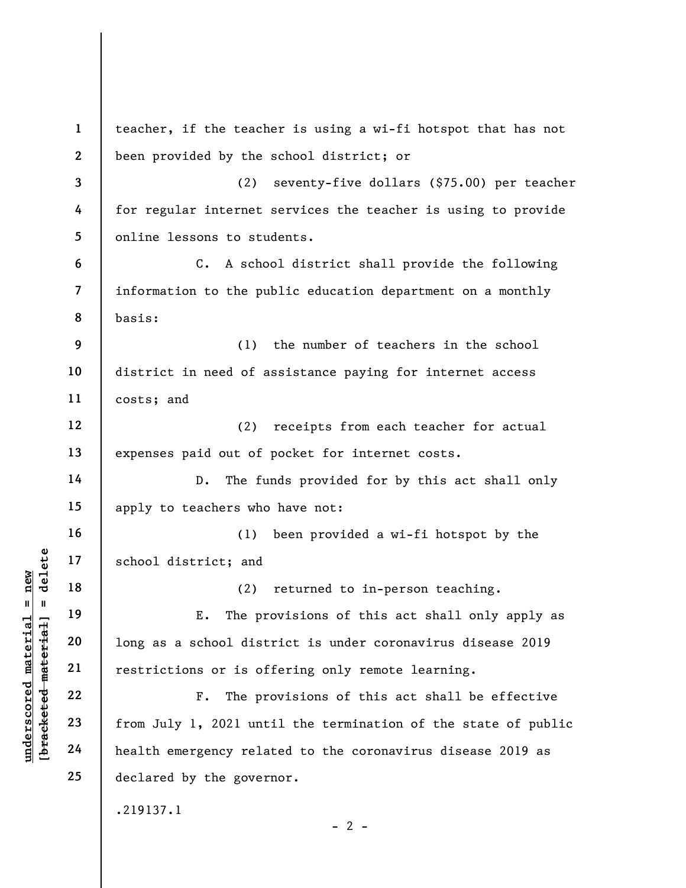teacher, if the teacher is using a wi-fi hotspot that has not been provided by the school district; or

(2) seventy-five dollars ($75.00) per teacher for regular internet services the teacher is using to provide online lessons to students.

C. A school district shall provide the following information to the public education department on a monthly basis:

(1) the number of teachers in the school district in need of assistance paying for internet access costs; and

(2) receipts from each teacher for actual expenses paid out of pocket for internet costs.

D. The funds provided for by this act shall only apply to teachers who have not:

(1) been provided a wi-fi hotspot by the school district; and

(2) returned to in-person teaching.

E. The provisions of this act shall only apply as long as a school district is under coronavirus disease 2019 restrictions or is offering only remote learning.

F. The provisions of this act shall be effective from July 1, 2021 until the termination of the state of public health emergency related to the coronavirus disease 2019 as declared by the governor.

.219137.1